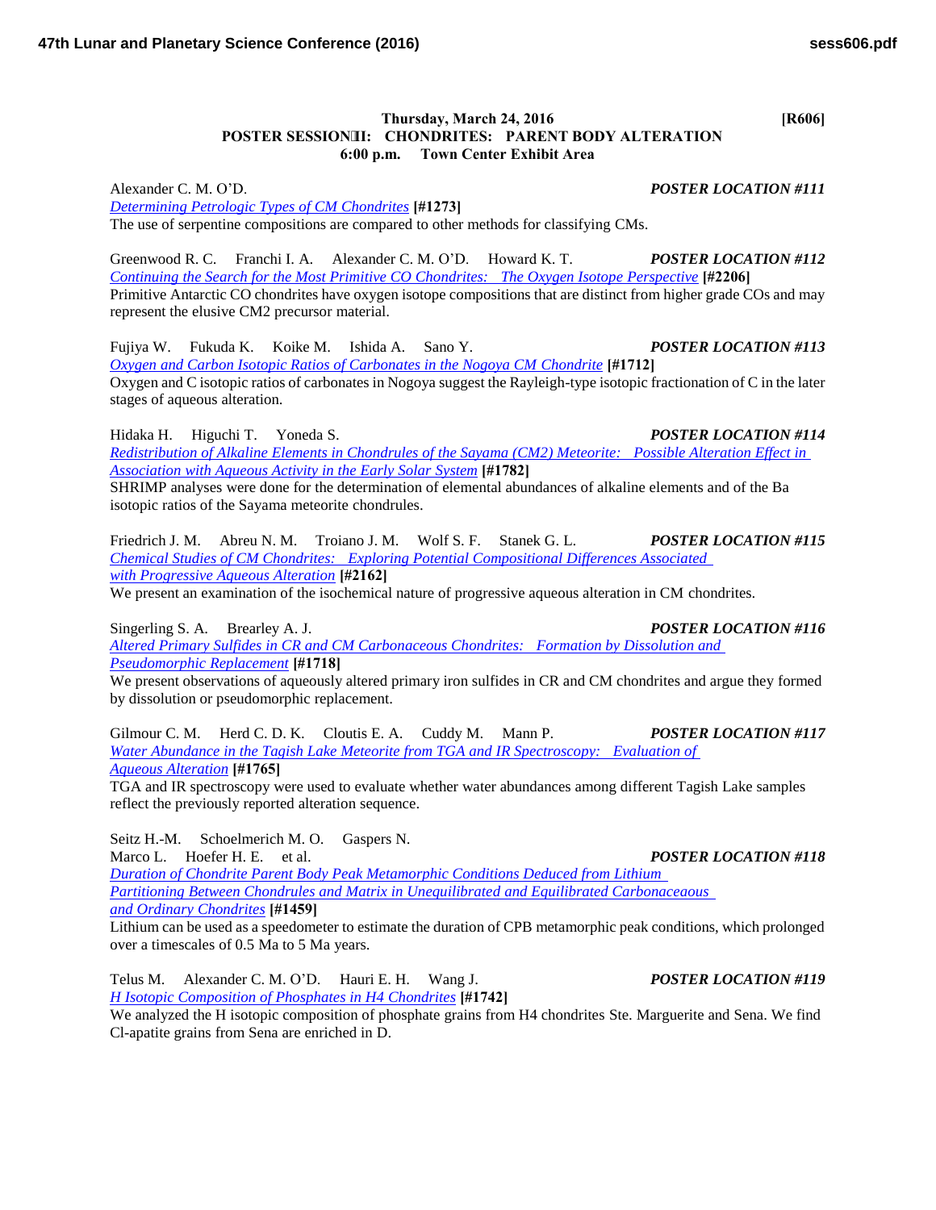**Thursday, March 24, 2016** **[R606]**

**POSTER SESSION II: CHONDRITES: PARENT BODY ALTERATION**
**6:00 p.m. Town Center Exhibit Area**

Alexander C. M. O'D. ***POSTER LOCATION #111***
*Determining Petrologic Types of CM Chondrites* **[#1273]**
The use of serpentine compositions are compared to other methods for classifying CMs.

Greenwood R. C. Franchi I. A. Alexander C. M. O'D. Howard K. T. ***POSTER LOCATION #112***
*Continuing the Search for the Most Primitive CO Chondrites: The Oxygen Isotope Perspective* **[#2206]**
Primitive Antarctic CO chondrites have oxygen isotope compositions that are distinct from higher grade COs and may represent the elusive CM2 precursor material.

Fujiya W. Fukuda K. Koike M. Ishida A. Sano Y. ***POSTER LOCATION #113***
*Oxygen and Carbon Isotopic Ratios of Carbonates in the Nogoya CM Chondrite* **[#1712]**
Oxygen and C isotopic ratios of carbonates in Nogoya suggest the Rayleigh-type isotopic fractionation of C in the later stages of aqueous alteration.

Hidaka H. Higuchi T. Yoneda S. ***POSTER LOCATION #114***
*Redistribution of Alkaline Elements in Chondrules of the Sayama (CM2) Meteorite: Possible Alteration Effect in Association with Aqueous Activity in the Early Solar System* **[#1782]**
SHRIMP analyses were done for the determination of elemental abundances of alkaline elements and of the Ba isotopic ratios of the Sayama meteorite chondrules.

Friedrich J. M. Abreu N. M. Troiano J. M. Wolf S. F. Stanek G. L. ***POSTER LOCATION #115***
*Chemical Studies of CM Chondrites: Exploring Potential Compositional Differences Associated with Progressive Aqueous Alteration* **[#2162]**
We present an examination of the isochemical nature of progressive aqueous alteration in CM chondrites.

Singerling S. A. Brearley A. J. ***POSTER LOCATION #116***
*Altered Primary Sulfides in CR and CM Carbonaceous Chondrites: Formation by Dissolution and Pseudomorphic Replacement* **[#1718]**
We present observations of aqueously altered primary iron sulfides in CR and CM chondrites and argue they formed by dissolution or pseudomorphic replacement.

Gilmour C. M. Herd C. D. K. Cloutis E. A. Cuddy M. Mann P. ***POSTER LOCATION #117***
*Water Abundance in the Tagish Lake Meteorite from TGA and IR Spectroscopy: Evaluation of Aqueous Alteration* **[#1765]**
TGA and IR spectroscopy were used to evaluate whether water abundances among different Tagish Lake samples reflect the previously reported alteration sequence.

Seitz H.-M. Schoelmerich M. O. Gaspers N.
Marco L. Hoefer H. E. et al. ***POSTER LOCATION #118***
*Duration of Chondrite Parent Body Peak Metamorphic Conditions Deduced from Lithium Partitioning Between Chondrules and Matrix in Unequilibrated and Equilibrated Carbonaceous and Ordinary Chondrites* **[#1459]**
Lithium can be used as a speedometer to estimate the duration of CPB metamorphic peak conditions, which prolonged over a timescales of 0.5 Ma to 5 Ma years.

Telus M. Alexander C. M. O'D. Hauri E. H. Wang J. ***POSTER LOCATION #119***
*H Isotopic Composition of Phosphates in H4 Chondrites* **[#1742]**
We analyzed the H isotopic composition of phosphate grains from H4 chondrites Ste. Marguerite and Sena. We find Cl-apatite grains from Sena are enriched in D.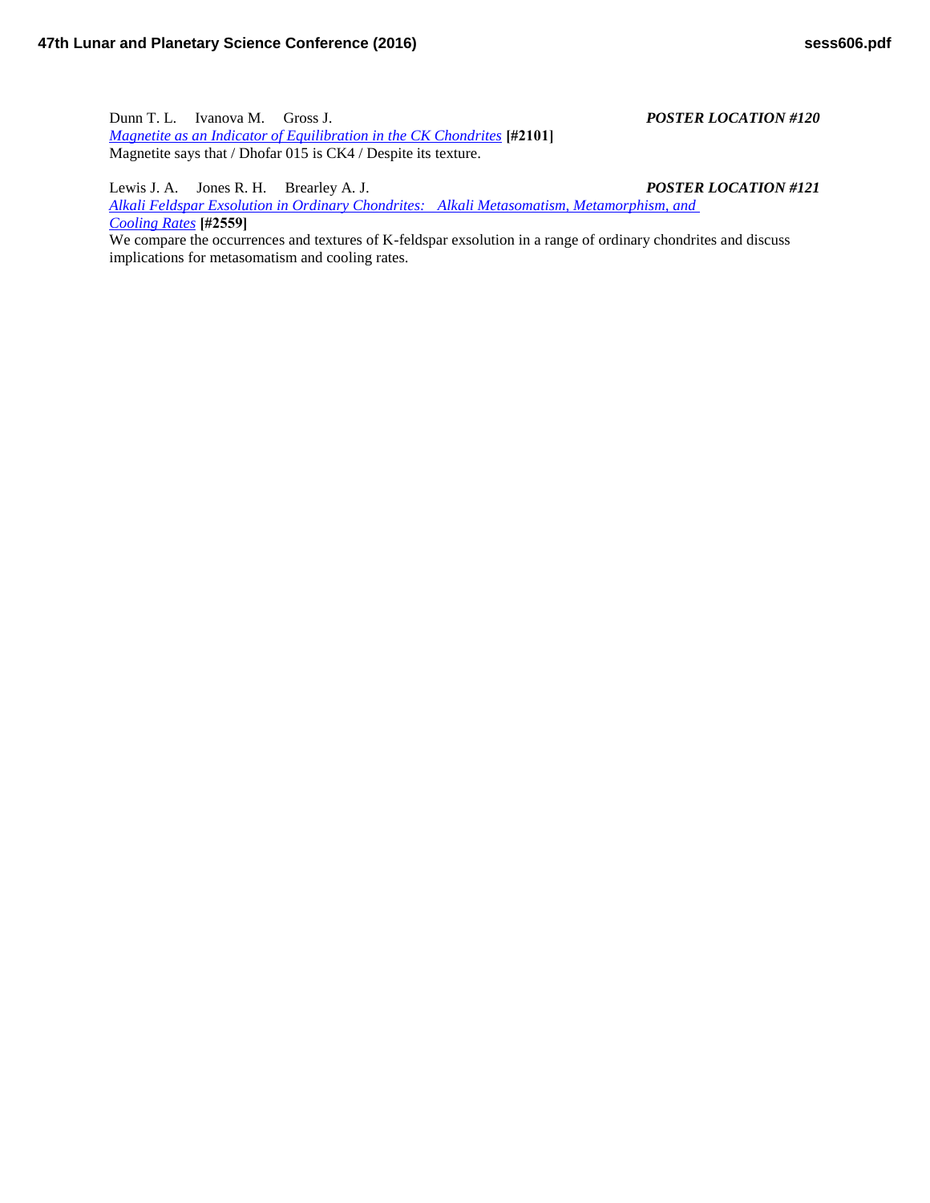Dunn T. L. Ivanova M. Gross J. ***POSTER LOCATION #120***
*Magnetite as an Indicator of Equilibration in the CK Chondrites* **[#2101]**
Magnetite says that / Dhofar 015 is CK4 / Despite its texture.

Lewis J. A. Jones R. H. Brearley A. J. ***POSTER LOCATION #121***
*Alkali Feldspar Exsolution in Ordinary Chondrites: Alkali Metasomatism, Metamorphism, and Cooling Rates* **[#2559]**
We compare the occurrences and textures of K-feldspar exsolution in a range of ordinary chondrites and discuss implications for metasomatism and cooling rates.